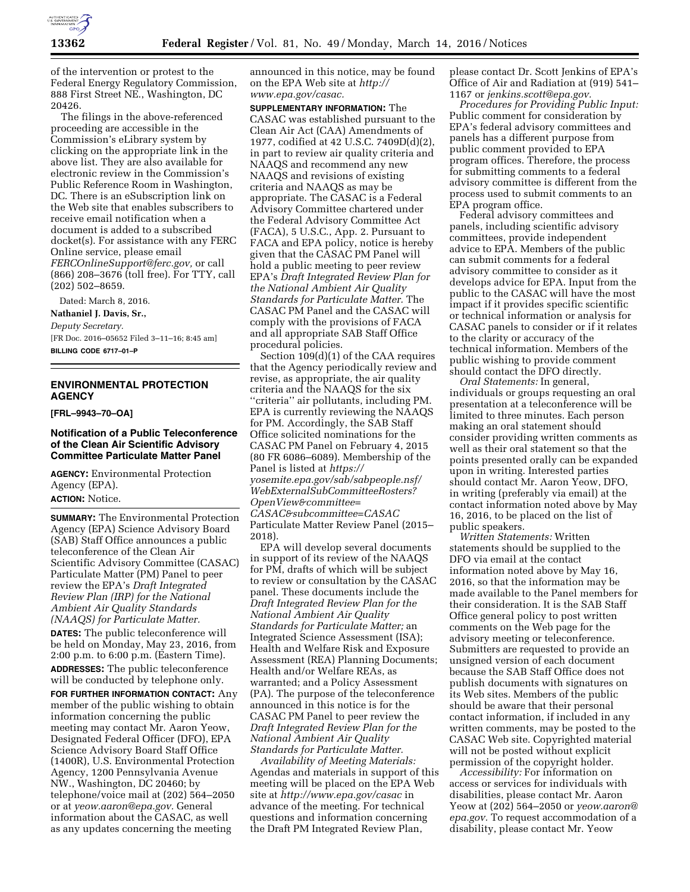of the intervention or protest to the Federal Energy Regulatory Commission, 888 First Street NE., Washington, DC 20426.

The filings in the above-referenced proceeding are accessible in the Commission's eLibrary system by clicking on the appropriate link in the above list. They are also available for electronic review in the Commission's Public Reference Room in Washington, DC. There is an eSubscription link on the Web site that enables subscribers to receive email notification when a document is added to a subscribed docket(s). For assistance with any FERC Online service, please email *FERCOnlineSupport@ferc.gov,* or call (866) 208–3676 (toll free). For TTY, call (202) 502–8659.

Dated: March 8, 2016.

**Nathaniel J. Davis, Sr.,**

*Deputy Secretary.*

[FR Doc. 2016–05652 Filed 3–11–16; 8:45 am]

**BILLING CODE 6717–01–P**

## ENVIRONMENTAL PROTECTION AGENCY

**[FRL–9943–70–OA]**

### Notification of a Public Teleconference of the Clean Air Scientific Advisory Committee Particulate Matter Panel

**AGENCY:** Environmental Protection Agency (EPA).

**ACTION:** Notice.

**SUMMARY:** The Environmental Protection Agency (EPA) Science Advisory Board (SAB) Staff Office announces a public teleconference of the Clean Air Scientific Advisory Committee (CASAC) Particulate Matter (PM) Panel to peer review the EPA's *Draft Integrated Review Plan (IRP) for the National Ambient Air Quality Standards (NAAQS) for Particulate Matter.*

**DATES:** The public teleconference will be held on Monday, May 23, 2016, from 2:00 p.m. to 6:00 p.m. (Eastern Time).

**ADDRESSES:** The public teleconference will be conducted by telephone only.

**FOR FURTHER INFORMATION CONTACT:** Any member of the public wishing to obtain information concerning the public meeting may contact Mr. Aaron Yeow, Designated Federal Officer (DFO), EPA Science Advisory Board Staff Office (1400R), U.S. Environmental Protection Agency, 1200 Pennsylvania Avenue NW., Washington, DC 20460; by telephone/voice mail at (202) 564–2050 or at *yeow.aaron@epa.gov.* General information about the CASAC, as well as any updates concerning the meeting announced in this notice, may be found on the EPA Web site at *http://www.epa.gov/casac.*

**SUPPLEMENTARY INFORMATION:** The CASAC was established pursuant to the Clean Air Act (CAA) Amendments of 1977, codified at 42 U.S.C. 7409D(d)(2), in part to review air quality criteria and NAAQS and recommend any new NAAQS and revisions of existing criteria and NAAQS as may be appropriate. The CASAC is a Federal Advisory Committee chartered under the Federal Advisory Committee Act (FACA), 5 U.S.C., App. 2. Pursuant to FACA and EPA policy, notice is hereby given that the CASAC PM Panel will hold a public meeting to peer review EPA's *Draft Integrated Review Plan for the National Ambient Air Quality Standards for Particulate Matter.* The CASAC PM Panel and the CASAC will comply with the provisions of FACA and all appropriate SAB Staff Office procedural policies.

Section 109(d)(1) of the CAA requires that the Agency periodically review and revise, as appropriate, the air quality criteria and the NAAQS for the six ''criteria'' air pollutants, including PM. EPA is currently reviewing the NAAQS for PM. Accordingly, the SAB Staff Office solicited nominations for the CASAC PM Panel on February 4, 2015 (80 FR 6086–6089). Membership of the Panel is listed at *https://yosemite.epa.gov/sab/sabpeople.nsf/WebExternalSubCommitteeRosters?OpenView&committee=CASAC&subcommittee=CASAC* Particulate Matter Review Panel (2015–2018).

EPA will develop several documents in support of its review of the NAAQS for PM, drafts of which will be subject to review or consultation by the CASAC panel. These documents include the *Draft Integrated Review Plan for the National Ambient Air Quality Standards for Particulate Matter;* an Integrated Science Assessment (ISA); Health and Welfare Risk and Exposure Assessment (REA) Planning Documents; Health and/or Welfare REAs, as warranted; and a Policy Assessment (PA). The purpose of the teleconference announced in this notice is for the CASAC PM Panel to peer review the *Draft Integrated Review Plan for the National Ambient Air Quality Standards for Particulate Matter.*

*Availability of Meeting Materials:* Agendas and materials in support of this meeting will be placed on the EPA Web site at *http://www.epa.gov/casac* in advance of the meeting. For technical questions and information concerning the Draft PM Integrated Review Plan, please contact Dr. Scott Jenkins of EPA's Office of Air and Radiation at (919) 541–1167 or *jenkins.scott@epa.gov.*

*Procedures for Providing Public Input:* Public comment for consideration by EPA's federal advisory committees and panels has a different purpose from public comment provided to EPA program offices. Therefore, the process for submitting comments to a federal advisory committee is different from the process used to submit comments to an EPA program office.

Federal advisory committees and panels, including scientific advisory committees, provide independent advice to EPA. Members of the public can submit comments for a federal advisory committee to consider as it develops advice for EPA. Input from the public to the CASAC will have the most impact if it provides specific scientific or technical information or analysis for CASAC panels to consider or if it relates to the clarity or accuracy of the technical information. Members of the public wishing to provide comment should contact the DFO directly.

*Oral Statements:* In general, individuals or groups requesting an oral presentation at a teleconference will be limited to three minutes. Each person making an oral statement should consider providing written comments as well as their oral statement so that the points presented orally can be expanded upon in writing. Interested parties should contact Mr. Aaron Yeow, DFO, in writing (preferably via email) at the contact information noted above by May 16, 2016, to be placed on the list of public speakers.

*Written Statements:* Written statements should be supplied to the DFO via email at the contact information noted above by May 16, 2016, so that the information may be made available to the Panel members for their consideration. It is the SAB Staff Office general policy to post written comments on the Web page for the advisory meeting or teleconference. Submitters are requested to provide an unsigned version of each document because the SAB Staff Office does not publish documents with signatures on its Web sites. Members of the public should be aware that their personal contact information, if included in any written comments, may be posted to the CASAC Web site. Copyrighted material will not be posted without explicit permission of the copyright holder.

*Accessibility:* For information on access or services for individuals with disabilities, please contact Mr. Aaron Yeow at (202) 564–2050 or *yeow.aaron@epa.gov.* To request accommodation of a disability, please contact Mr. Yeow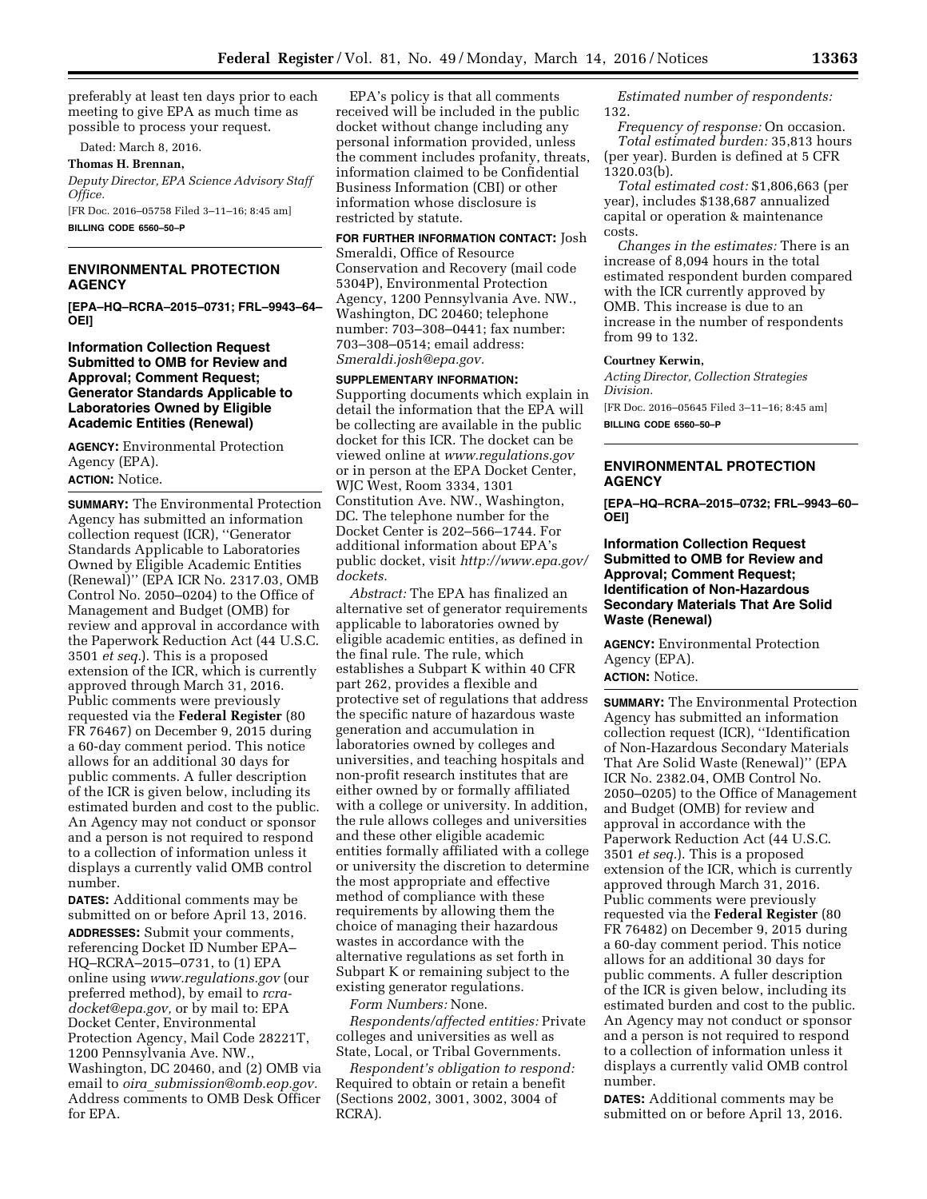preferably at least ten days prior to each meeting to give EPA as much time as possible to process your request.

Dated: March 8, 2016.

**Thomas H. Brennan,**

*Deputy Director, EPA Science Advisory Staff Office.*

[FR Doc. 2016–05758 Filed 3–11–16; 8:45 am]

**BILLING CODE 6560–50–P**

## ENVIRONMENTAL PROTECTION AGENCY

**[EPA–HQ–RCRA–2015–0731; FRL–9943–64–OEI]**

### Information Collection Request Submitted to OMB for Review and Approval; Comment Request; Generator Standards Applicable to Laboratories Owned by Eligible Academic Entities (Renewal)

**AGENCY:** Environmental Protection Agency (EPA).

**ACTION:** Notice.

**SUMMARY:** The Environmental Protection Agency has submitted an information collection request (ICR), ''Generator Standards Applicable to Laboratories Owned by Eligible Academic Entities (Renewal)'' (EPA ICR No. 2317.03, OMB Control No. 2050–0204) to the Office of Management and Budget (OMB) for review and approval in accordance with the Paperwork Reduction Act (44 U.S.C. 3501 *et seq.*). This is a proposed extension of the ICR, which is currently approved through March 31, 2016. Public comments were previously requested via the **Federal Register** (80 FR 76467) on December 9, 2015 during a 60-day comment period. This notice allows for an additional 30 days for public comments. A fuller description of the ICR is given below, including its estimated burden and cost to the public. An Agency may not conduct or sponsor and a person is not required to respond to a collection of information unless it displays a currently valid OMB control number.

**DATES:** Additional comments may be submitted on or before April 13, 2016.

**ADDRESSES:** Submit your comments, referencing Docket ID Number EPA–HQ–RCRA–2015–0731, to (1) EPA online using *www.regulations.gov* (our preferred method), by email to *rcra-docket@epa.gov,* or by mail to: EPA Docket Center, Environmental Protection Agency, Mail Code 28221T, 1200 Pennsylvania Ave. NW., Washington, DC 20460, and (2) OMB via email to *oira_submission@omb.eop.gov.* Address comments to OMB Desk Officer for EPA.

EPA's policy is that all comments received will be included in the public docket without change including any personal information provided, unless the comment includes profanity, threats, information claimed to be Confidential Business Information (CBI) or other information whose disclosure is restricted by statute.

**FOR FURTHER INFORMATION CONTACT:** Josh Smeraldi, Office of Resource Conservation and Recovery (mail code 5304P), Environmental Protection Agency, 1200 Pennsylvania Ave. NW., Washington, DC 20460; telephone number: 703–308–0441; fax number: 703–308–0514; email address: *Smeraldi.josh@epa.gov.*

**SUPPLEMENTARY INFORMATION:** Supporting documents which explain in detail the information that the EPA will be collecting are available in the public docket for this ICR. The docket can be viewed online at *www.regulations.gov* or in person at the EPA Docket Center, WJC West, Room 3334, 1301 Constitution Ave. NW., Washington, DC. The telephone number for the Docket Center is 202–566–1744. For additional information about EPA's public docket, visit *http://www.epa.gov/dockets.*

*Abstract:* The EPA has finalized an alternative set of generator requirements applicable to laboratories owned by eligible academic entities, as defined in the final rule. The rule, which establishes a Subpart K within 40 CFR part 262, provides a flexible and protective set of regulations that address the specific nature of hazardous waste generation and accumulation in laboratories owned by colleges and universities, and teaching hospitals and non-profit research institutes that are either owned by or formally affiliated with a college or university. In addition, the rule allows colleges and universities and these other eligible academic entities formally affiliated with a college or university the discretion to determine the most appropriate and effective method of compliance with these requirements by allowing them the choice of managing their hazardous wastes in accordance with the alternative regulations as set forth in Subpart K or remaining subject to the existing generator regulations.

*Form Numbers:* None.

*Respondents/affected entities:* Private colleges and universities as well as State, Local, or Tribal Governments.

*Respondent's obligation to respond:* Required to obtain or retain a benefit (Sections 2002, 3001, 3002, 3004 of RCRA).

*Estimated number of respondents:* 132.

*Frequency of response:* On occasion.

*Total estimated burden:* 35,813 hours (per year). Burden is defined at 5 CFR 1320.03(b).

*Total estimated cost:* $1,806,663 (per year), includes $138,687 annualized capital or operation & maintenance costs.

*Changes in the estimates:* There is an increase of 8,094 hours in the total estimated respondent burden compared with the ICR currently approved by OMB. This increase is due to an increase in the number of respondents from 99 to 132.

**Courtney Kerwin,**

*Acting Director, Collection Strategies Division.*

[FR Doc. 2016–05645 Filed 3–11–16; 8:45 am]

**BILLING CODE 6560–50–P**

## ENVIRONMENTAL PROTECTION AGENCY

**[EPA–HQ–RCRA–2015–0732; FRL–9943–60–OEI]**

### Information Collection Request Submitted to OMB for Review and Approval; Comment Request; Identification of Non-Hazardous Secondary Materials That Are Solid Waste (Renewal)

**AGENCY:** Environmental Protection Agency (EPA).

**ACTION:** Notice.

**SUMMARY:** The Environmental Protection Agency has submitted an information collection request (ICR), ''Identification of Non-Hazardous Secondary Materials That Are Solid Waste (Renewal)'' (EPA ICR No. 2382.04, OMB Control No. 2050–0205) to the Office of Management and Budget (OMB) for review and approval in accordance with the Paperwork Reduction Act (44 U.S.C. 3501 *et seq.*). This is a proposed extension of the ICR, which is currently approved through March 31, 2016. Public comments were previously requested via the **Federal Register** (80 FR 76482) on December 9, 2015 during a 60-day comment period. This notice allows for an additional 30 days for public comments. A fuller description of the ICR is given below, including its estimated burden and cost to the public. An Agency may not conduct or sponsor and a person is not required to respond to a collection of information unless it displays a currently valid OMB control number.

**DATES:** Additional comments may be submitted on or before April 13, 2016.